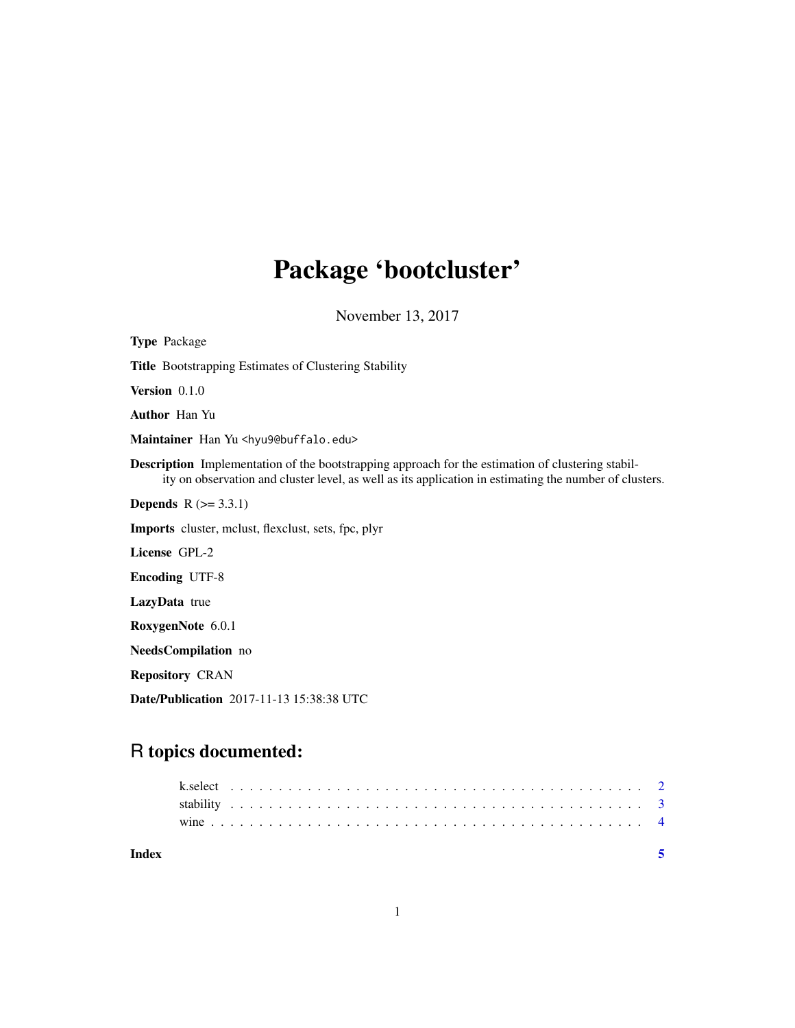# Package 'bootcluster'

November 13, 2017

**Type** Package

**Title** Bootstrapping Estimates of Clustering Stability

**Version** 0.1.0

**Author** Han Yu

**Maintainer** Han Yu <hyu9@buffalo.edu>

**Description** Implementation of the bootstrapping approach for the estimation of clustering stability on observation and cluster level, as well as its application in estimating the number of clusters.

**Depends** R (>= 3.3.1)

**Imports** cluster, mclust, flexclust, sets, fpc, plyr

**License** GPL-2

**Encoding** UTF-8

**LazyData** true

**RoxygenNote** 6.0.1

**NeedsCompilation** no

**Repository** CRAN

**Date/Publication** 2017-11-13 15:38:38 UTC

## R topics documented:

- k.select . . . . . . . . . . . . . . . . . . . . . . . . . . . . . . . . . . . . . . . . . . 2
- stability . . . . . . . . . . . . . . . . . . . . . . . . . . . . . . . . . . . . . . . . . . 3
- wine . . . . . . . . . . . . . . . . . . . . . . . . . . . . . . . . . . . . . . . . . . . . 4

**Index** **5**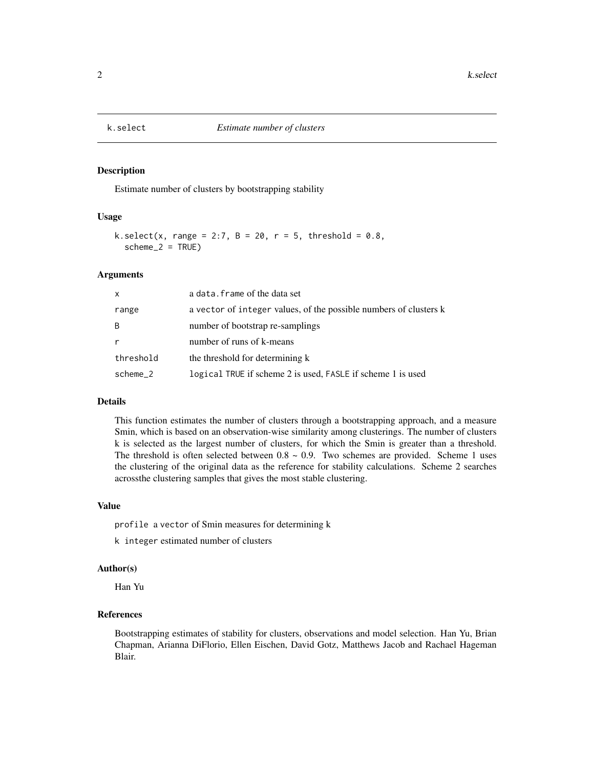## k.select — *Estimate number of clusters*

### Description

Estimate number of clusters by bootstrapping stability

### Usage

```
k.select(x, range = 2:7, B = 20, r = 5, threshold = 0.8,
  scheme_2 = TRUE)
```

### Arguments

| | |
|---|---|
| `x` | a `data.frame` of the data set |
| `range` | a `vector` of `integer` values, of the possible numbers of clusters k |
| `B` | number of bootstrap re-samplings |
| `r` | number of runs of k-means |
| `threshold` | the threshold for determining k |
| `scheme_2` | `logical` `TRUE` if scheme 2 is used, `FASLE` if scheme 1 is used |

### Details

This function estimates the number of clusters through a bootstrapping approach, and a measure Smin, which is based on an observation-wise similarity among clusterings. The number of clusters k is selected as the largest number of clusters, for which the Smin is greater than a threshold. The threshold is often selected between 0.8 ~ 0.9. Two schemes are provided. Scheme 1 uses the clustering of the original data as the reference for stability calculations. Scheme 2 searches acrossthe clustering samples that gives the most stable clustering.

### Value

`profile` a `vector` of Smin measures for determining k

`k` `integer` estimated number of clusters

### Author(s)

Han Yu

### References

Bootstrapping estimates of stability for clusters, observations and model selection. Han Yu, Brian Chapman, Arianna DiFlorio, Ellen Eischen, David Gotz, Matthews Jacob and Rachael Hageman Blair.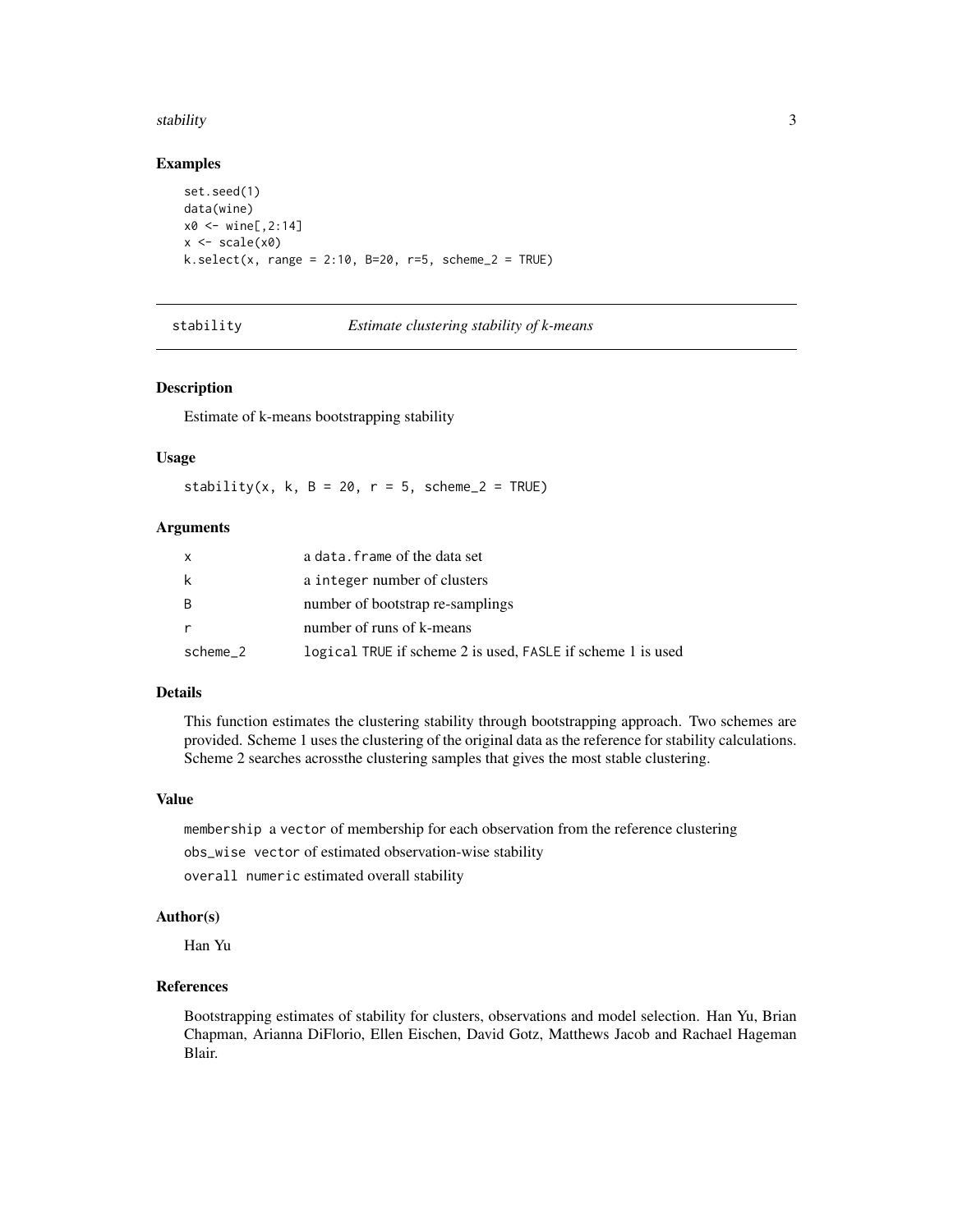## Examples

```
set.seed(1)
data(wine)
x0 <- wine[,2:14]
x <- scale(x0)
k.select(x, range = 2:10, B=20, r=5, scheme_2 = TRUE)
```

---

# stability — *Estimate clustering stability of k-means*

---

## Description

Estimate of k-means bootstrapping stability

## Usage

```
stability(x, k, B = 20, r = 5, scheme_2 = TRUE)
```

## Arguments

| | |
|---|---|
| x | a data.frame of the data set |
| k | a integer number of clusters |
| B | number of bootstrap re-samplings |
| r | number of runs of k-means |
| scheme_2 | logical TRUE if scheme 2 is used, FASLE if scheme 1 is used |

## Details

This function estimates the clustering stability through bootstrapping approach. Two schemes are provided. Scheme 1 uses the clustering of the original data as the reference for stability calculations. Scheme 2 searches acrossthe clustering samples that gives the most stable clustering.

## Value

membership a vector of membership for each observation from the reference clustering

obs_wise vector of estimated observation-wise stability

overall numeric estimated overall stability

## Author(s)

Han Yu

## References

Bootstrapping estimates of stability for clusters, observations and model selection. Han Yu, Brian Chapman, Arianna DiFlorio, Ellen Eischen, David Gotz, Matthews Jacob and Rachael Hageman Blair.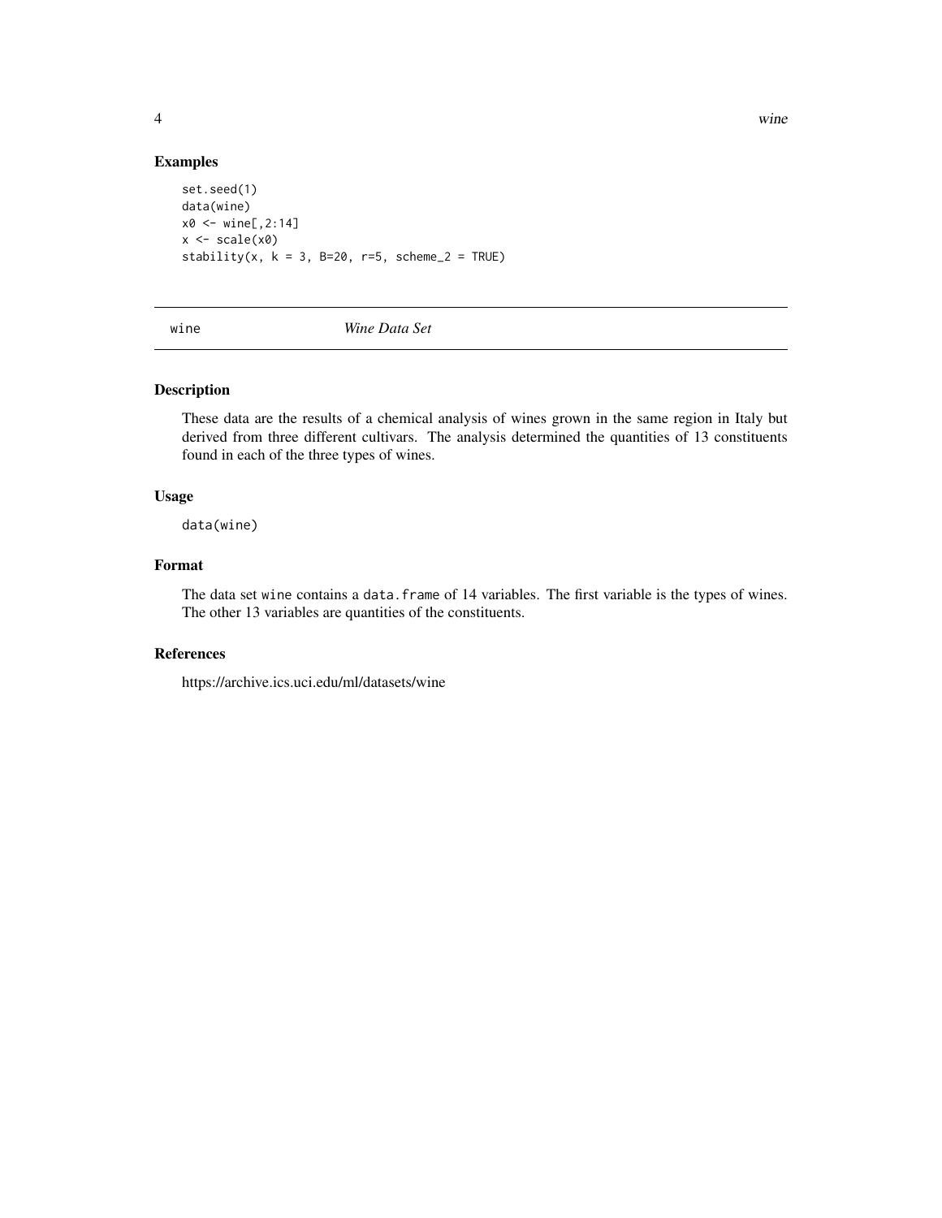## Examples

```
set.seed(1)
data(wine)
x0 <- wine[,2:14]
x <- scale(x0)
stability(x, k = 3, B=20, r=5, scheme_2 = TRUE)
```

---

wine *Wine Data Set*

---

## Description

These data are the results of a chemical analysis of wines grown in the same region in Italy but derived from three different cultivars. The analysis determined the quantities of 13 constituents found in each of the three types of wines.

## Usage

```
data(wine)
```

## Format

The data set wine contains a data.frame of 14 variables. The first variable is the types of wines. The other 13 variables are quantities of the constituents.

## References

https://archive.ics.uci.edu/ml/datasets/wine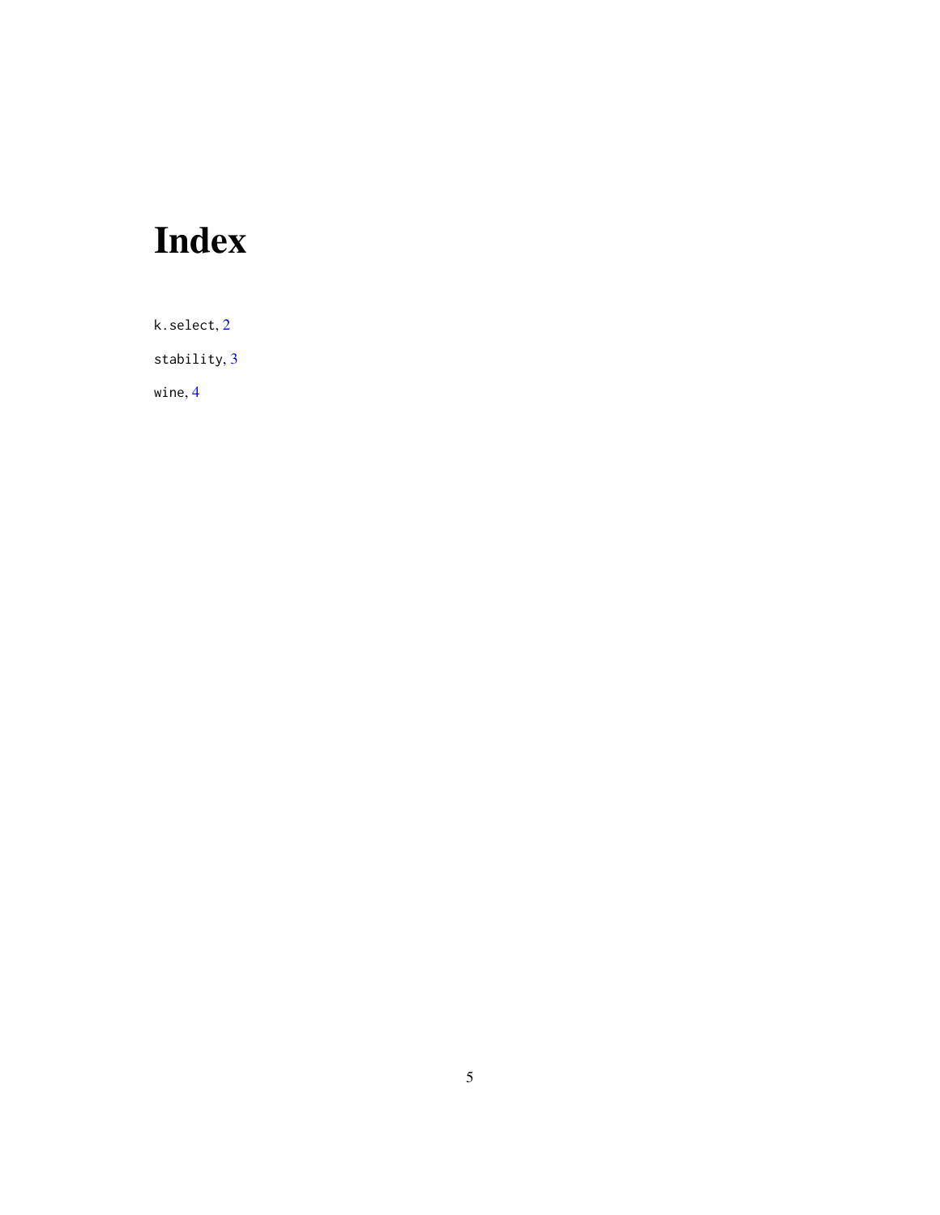# Index

k.select, 2

stability, 3

wine, 4